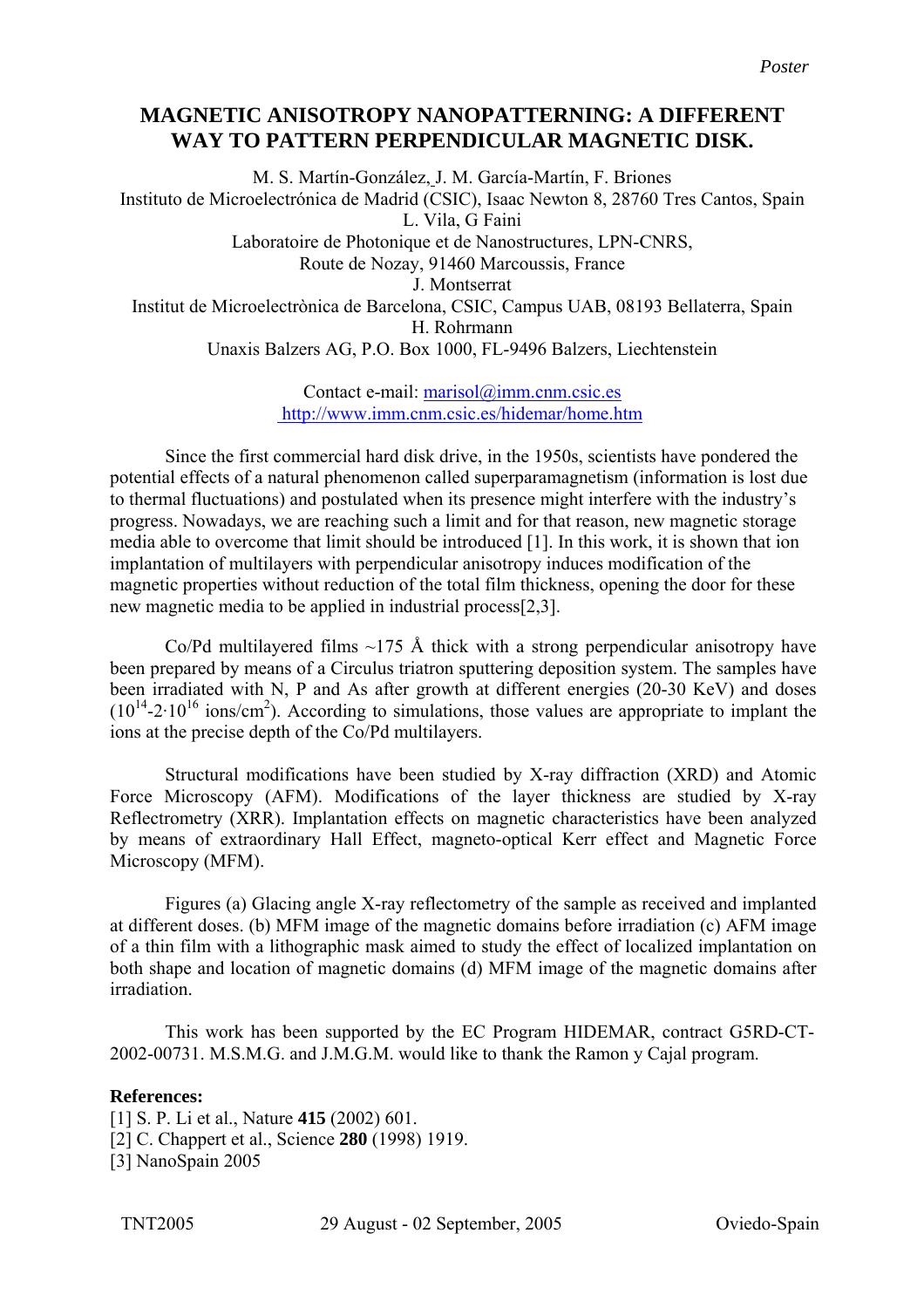*Poster*

# MAGNETIC ANISOTROPY NANOPATTERNING: A DIFFERENT WAY TO PATTERN PERPENDICULAR MAGNETIC DISK.

M. S. Martín-González, J. M. García-Martín, F. Briones
Instituto de Microelectrónica de Madrid (CSIC), Isaac Newton 8, 28760 Tres Cantos, Spain
L. Vila, G Faini
Laboratoire de Photonique et de Nanostructures, LPN-CNRS,
Route de Nozay, 91460 Marcoussis, France
J. Montserrat
Institut de Microelectrònica de Barcelona, CSIC, Campus UAB, 08193 Bellaterra, Spain
H. Rohrmann
Unaxis Balzers AG, P.O. Box 1000, FL-9496 Balzers, Liechtenstein

Contact e-mail: marisol@imm.cnm.csic.es
http://www.imm.cnm.csic.es/hidemar/home.htm

Since the first commercial hard disk drive, in the 1950s, scientists have pondered the potential effects of a natural phenomenon called superparamagnetism (information is lost due to thermal fluctuations) and postulated when its presence might interfere with the industry's progress. Nowadays, we are reaching such a limit and for that reason, new magnetic storage media able to overcome that limit should be introduced [1]. In this work, it is shown that ion implantation of multilayers with perpendicular anisotropy induces modification of the magnetic properties without reduction of the total film thickness, opening the door for these new magnetic media to be applied in industrial process[2,3].

Co/Pd multilayered films ~175 Å thick with a strong perpendicular anisotropy have been prepared by means of a Circulus triatron sputtering deposition system. The samples have been irradiated with N, P and As after growth at different energies (20-30 KeV) and doses ($10^{14}$-$2{\cdot}10^{16}$ ions/cm$^2$). According to simulations, those values are appropriate to implant the ions at the precise depth of the Co/Pd multilayers.

Structural modifications have been studied by X-ray diffraction (XRD) and Atomic Force Microscopy (AFM). Modifications of the layer thickness are studied by X-ray Reflectrometry (XRR). Implantation effects on magnetic characteristics have been analyzed by means of extraordinary Hall Effect, magneto-optical Kerr effect and Magnetic Force Microscopy (MFM).

Figures (a) Glacing angle X-ray reflectometry of the sample as received and implanted at different doses. (b) MFM image of the magnetic domains before irradiation (c) AFM image of a thin film with a lithographic mask aimed to study the effect of localized implantation on both shape and location of magnetic domains (d) MFM image of the magnetic domains after irradiation.

This work has been supported by the EC Program HIDEMAR, contract G5RD-CT-2002-00731. M.S.M.G. and J.M.G.M. would like to thank the Ramon y Cajal program.

**References:**

[1] S. P. Li et al., Nature **415** (2002) 601.
[2] C. Chappert et al., Science **280** (1998) 1919.
[3] NanoSpain 2005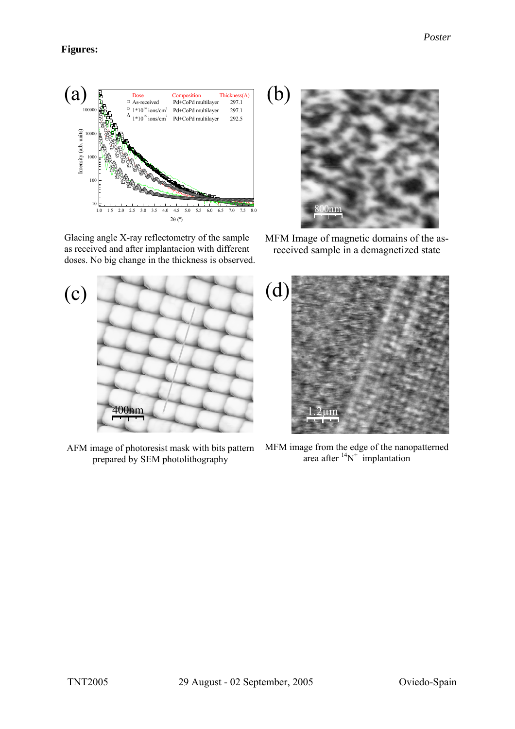**Figures:**

(a)

Dose | Composition | Thickness(A)

□ As-received | Pd+CoPd multilayer | 297.1

○ $1*10^{14}$ ions/cm$^2$ | Pd+CoPd multilayer | 297.1

Δ $1*10^{15}$ ions/cm$^2$ | Pd+CoPd multilayer | 292.5

Intensity (arb. units)

100000
10000
1000
100
10

1.0 1.5 2.0 2.5 3.0 3.5 4.0 4.5 5.0 5.5 6.0 6.5 7.0 7.5 8.0

2θ (º)

Glacing angle X-ray reflectometry of the sample as received and after implantacion with different doses. No big change in the thickness is observed.

(b)

800nm

MFM Image of magnetic domains of the as-received sample in a demagnetized state

(c)

400nm

AFM image of photoresist mask with bits pattern prepared by SEM photolithography

(d)

1.2μm

MFM image from the edge of the nanopatterned area after $^{14}N^{+}$ implantation